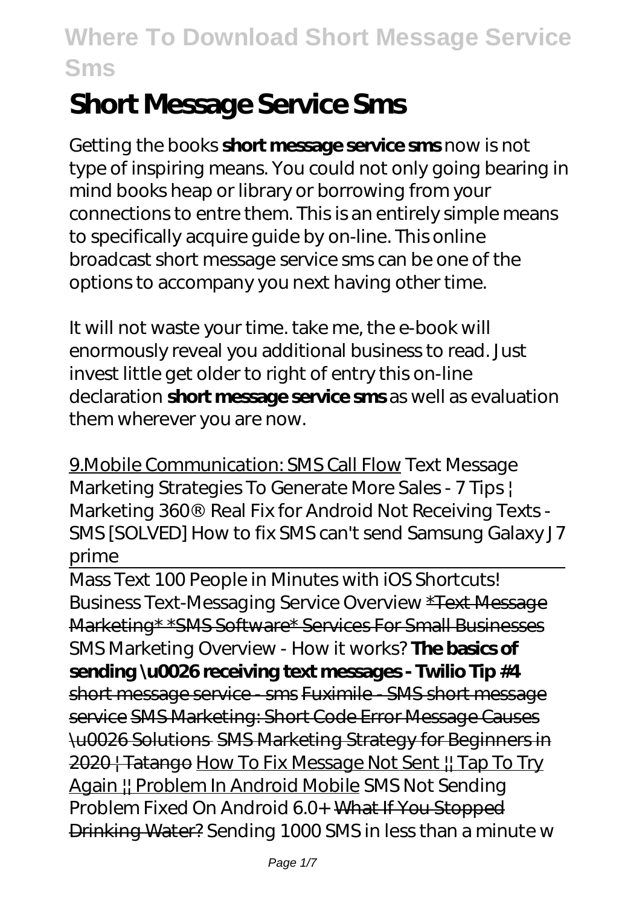# Short Message Service Sms

Getting the books **short message service sms** now is not type of inspiring means. You could not only going bearing in mind books heap or library or borrowing from your connections to entre them. This is an entirely simple means to specifically acquire guide by on-line. This online broadcast short message service sms can be one of the options to accompany you next having other time.

It will not waste your time. take me, the e-book will enormously reveal you additional business to read. Just invest little get older to right of entry this on-line declaration **short message service sms** as well as evaluation them wherever you are now.

9.Mobile Communication: SMS Call Flow *Text Message Marketing Strategies To Generate More Sales - 7 Tips | Marketing 360®* *Real Fix for Android Not Receiving Texts - SMS [SOLVED]* *How to fix SMS can't send Samsung Galaxy J7 prime*

Mass Text 100 People in Minutes with iOS Shortcuts! *Business Text-Messaging Service Overview* *Text Message Marketing* *SMS Software* Services For Small Businesses *SMS Marketing Overview - How it works?* **The basics of sending \u0026 receiving text messages - Twilio Tip #4** short message service - sms Fuximile - SMS short message service SMS Marketing: Short Code Error Message Causes \u0026 Solutions SMS Marketing Strategy for Beginners in 2020 | Tatango How To Fix Message Not Sent || Tap To Try Again || Problem In Android Mobile *SMS Not Sending Problem Fixed On Android 6.0+* What If You Stopped Drinking Water? *Sending 1000 SMS in less than a minute w*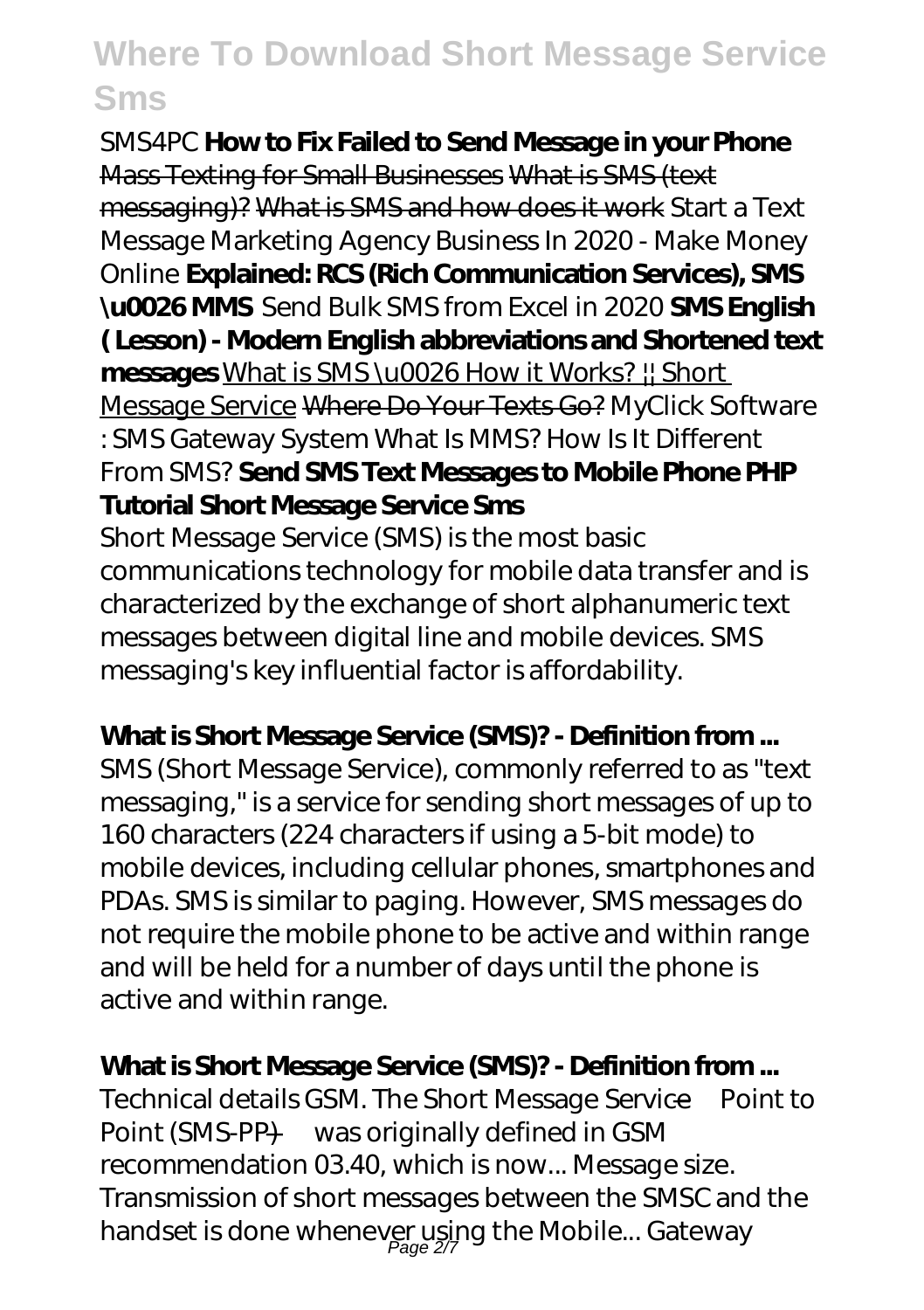SMS4PC **How to Fix Failed to Send Message in your Phone** Mass Texting for Small Businesses What is SMS (text messaging)? What is SMS and how does it work *Start a Text Message Marketing Agency Business In 2020 - Make Money Online* **Explained: RCS (Rich Communication Services), SMS \u0026 MMS** *Send Bulk SMS from Excel in 2020* **SMS English ( Lesson) - Modern English abbreviations and Shortened text messages** What is SMS \u0026 How it Works? || Short Message Service Where Do Your Texts Go? *MyClick Software : SMS Gateway System* *What Is MMS? How Is It Different From SMS?* **Send SMS Text Messages to Mobile Phone PHP Tutorial Short Message Service Sms**

Short Message Service (SMS) is the most basic communications technology for mobile data transfer and is characterized by the exchange of short alphanumeric text messages between digital line and mobile devices. SMS messaging's key influential factor is affordability.

**What is Short Message Service (SMS)? - Definition from ...**

SMS (Short Message Service), commonly referred to as "text messaging," is a service for sending short messages of up to 160 characters (224 characters if using a 5-bit mode) to mobile devices, including cellular phones, smartphones and PDAs. SMS is similar to paging. However, SMS messages do not require the mobile phone to be active and within range and will be held for a number of days until the phone is active and within range.

**What is Short Message Service (SMS)? - Definition from ...**

Technical details GSM. The Short Message Service—Point to Point (SMS-PP)—was originally defined in GSM recommendation 03.40, which is now... Message size. Transmission of short messages between the SMSC and the handset is done whenever using the Mobile... Gateway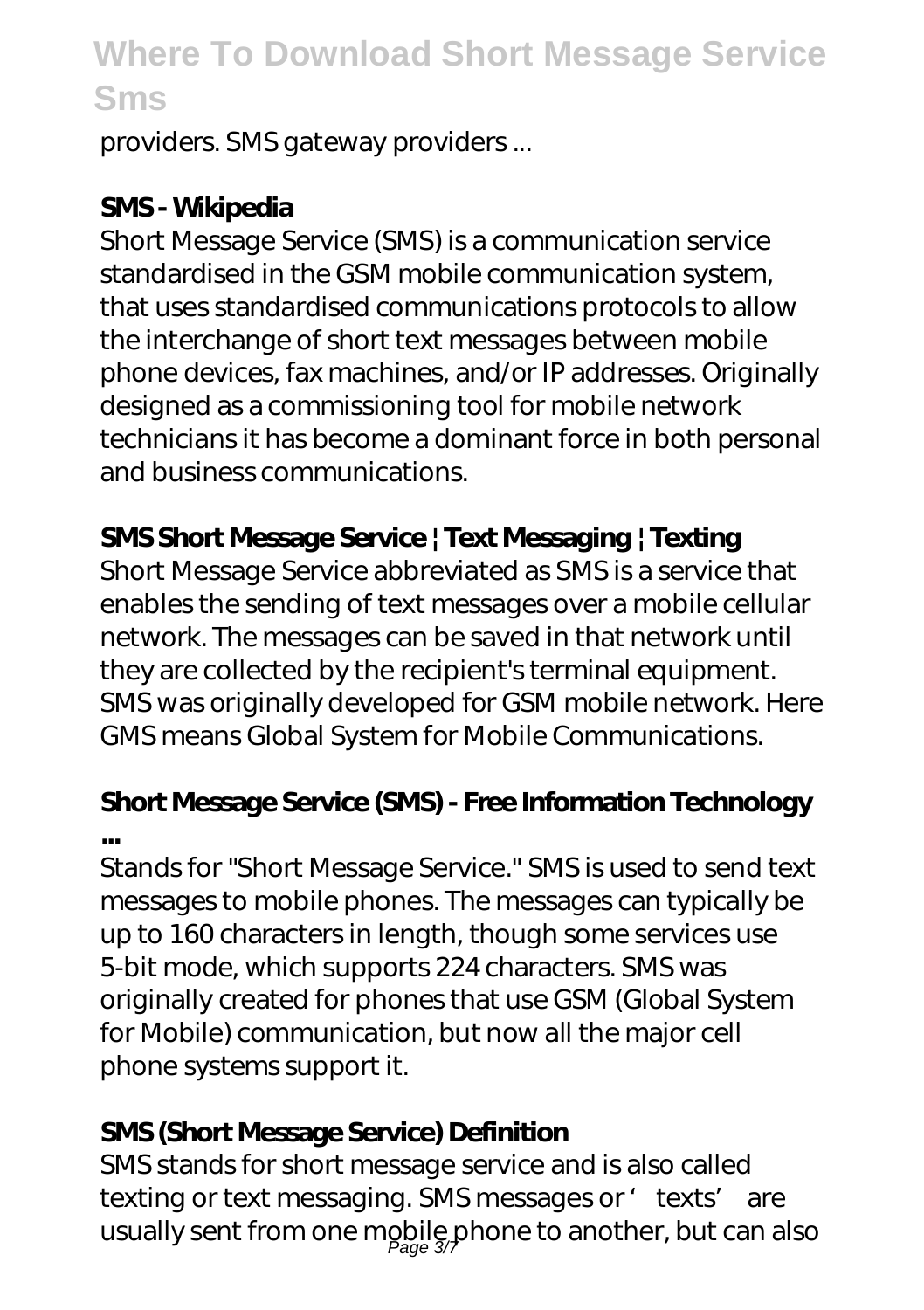providers. SMS gateway providers ...

**SMS - Wikipedia**

Short Message Service (SMS) is a communication service standardised in the GSM mobile communication system, that uses standardised communications protocols to allow the interchange of short text messages between mobile phone devices, fax machines, and/or IP addresses. Originally designed as a commissioning tool for mobile network technicians it has become a dominant force in both personal and business communications.

**SMS Short Message Service | Text Messaging | Texting**

Short Message Service abbreviated as SMS is a service that enables the sending of text messages over a mobile cellular network. The messages can be saved in that network until they are collected by the recipient's terminal equipment. SMS was originally developed for GSM mobile network. Here GMS means Global System for Mobile Communications.

**Short Message Service (SMS) - Free Information Technology ...**

Stands for "Short Message Service." SMS is used to send text messages to mobile phones. The messages can typically be up to 160 characters in length, though some services use 5-bit mode, which supports 224 characters. SMS was originally created for phones that use GSM (Global System for Mobile) communication, but now all the major cell phone systems support it.

**SMS (Short Message Service) Definition**

SMS stands for short message service and is also called texting or text messaging. SMS messages or 'texts' are usually sent from one mobile phone to another, but can also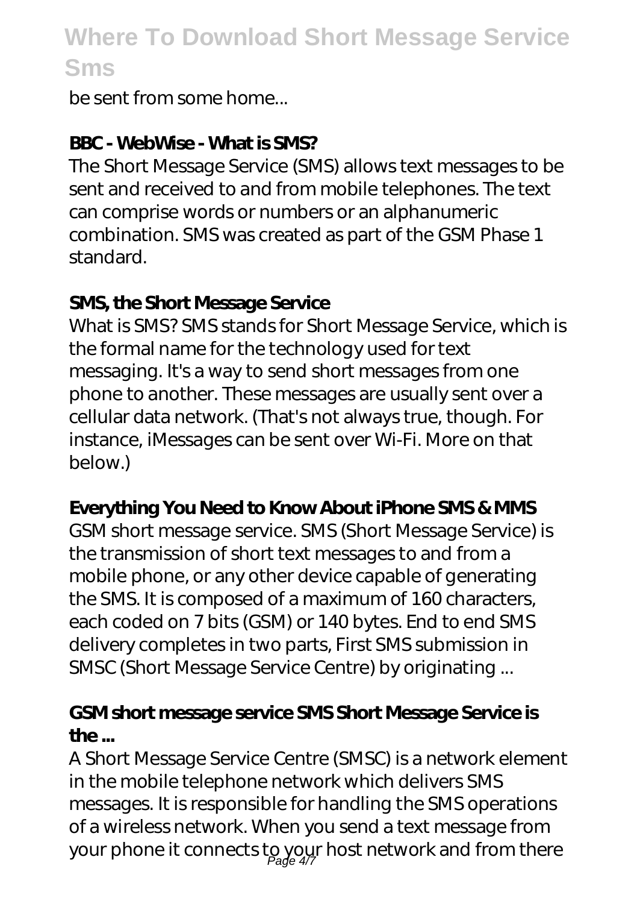be sent from some home...

**BBC - WebWise - What is SMS?**

The Short Message Service (SMS) allows text messages to be sent and received to and from mobile telephones. The text can comprise words or numbers or an alphanumeric combination. SMS was created as part of the GSM Phase 1 standard.

**SMS, the Short Message Service**

What is SMS? SMS stands for Short Message Service, which is the formal name for the technology used for text messaging. It's a way to send short messages from one phone to another. These messages are usually sent over a cellular data network. (That's not always true, though. For instance, iMessages can be sent over Wi-Fi. More on that below.)

**Everything You Need to Know About iPhone SMS & MMS**

GSM short message service. SMS (Short Message Service) is the transmission of short text messages to and from a mobile phone, or any other device capable of generating the SMS. It is composed of a maximum of 160 characters, each coded on 7 bits (GSM) or 140 bytes. End to end SMS delivery completes in two parts, First SMS submission in SMSC (Short Message Service Centre) by originating ...

**GSM short message service SMS Short Message Service is the ...**

A Short Message Service Centre (SMSC) is a network element in the mobile telephone network which delivers SMS messages. It is responsible for handling the SMS operations of a wireless network. When you send a text message from your phone it connects to your host network and from there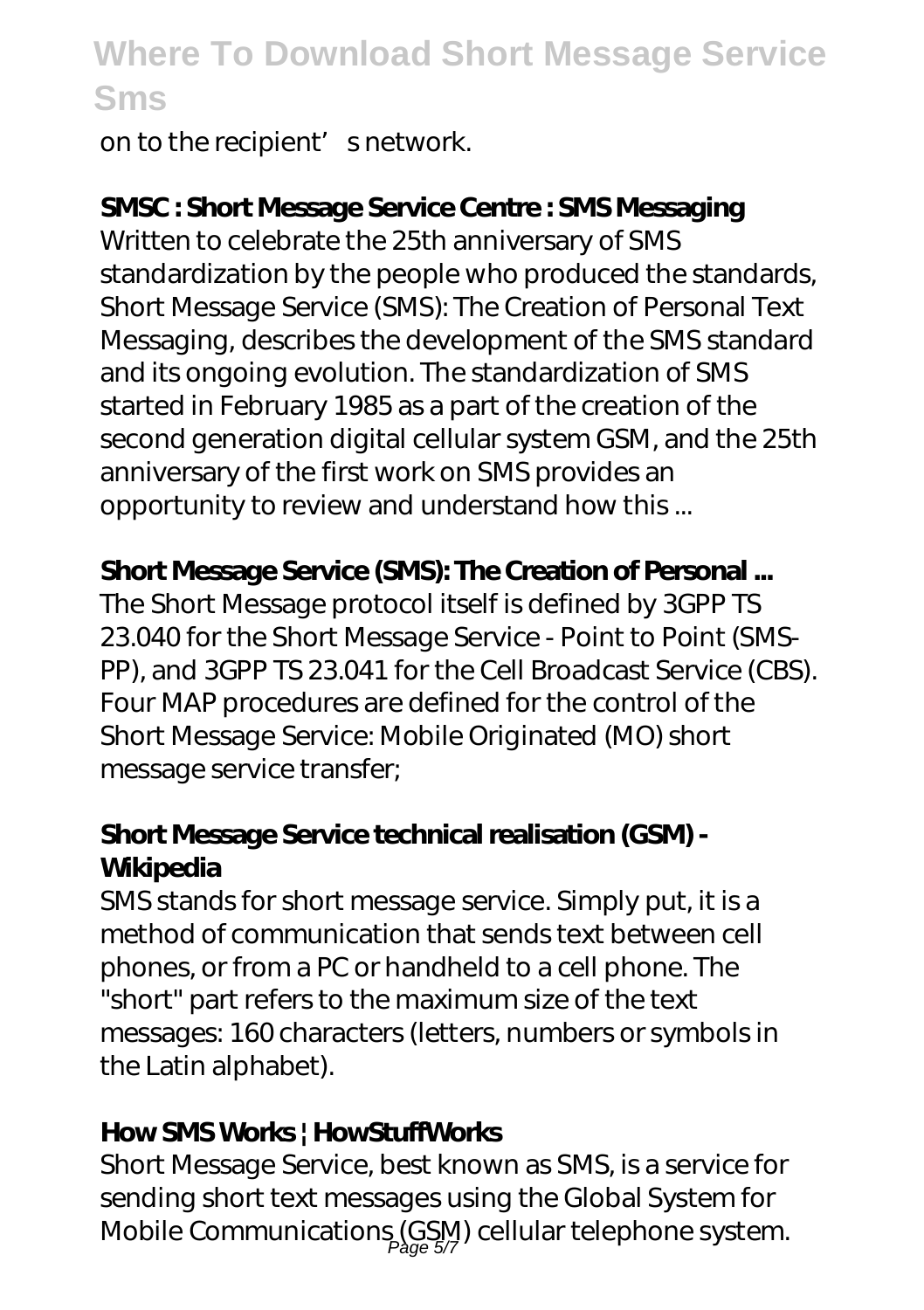on to the recipient's network.

**SMSC : Short Message Service Centre : SMS Messaging**

Written to celebrate the 25th anniversary of SMS standardization by the people who produced the standards, Short Message Service (SMS): The Creation of Personal Text Messaging, describes the development of the SMS standard and its ongoing evolution. The standardization of SMS started in February 1985 as a part of the creation of the second generation digital cellular system GSM, and the 25th anniversary of the first work on SMS provides an opportunity to review and understand how this ...

**Short Message Service (SMS): The Creation of Personal ...**

The Short Message protocol itself is defined by 3GPP TS 23.040 for the Short Message Service - Point to Point (SMS-PP), and 3GPP TS 23.041 for the Cell Broadcast Service (CBS). Four MAP procedures are defined for the control of the Short Message Service: Mobile Originated (MO) short message service transfer;

**Short Message Service technical realisation (GSM) - Wikipedia**

SMS stands for short message service. Simply put, it is a method of communication that sends text between cell phones, or from a PC or handheld to a cell phone. The "short" part refers to the maximum size of the text messages: 160 characters (letters, numbers or symbols in the Latin alphabet).

**How SMS Works | HowStuffWorks**

Short Message Service, best known as SMS, is a service for sending short text messages using the Global System for Mobile Communications (GSM) cellular telephone system.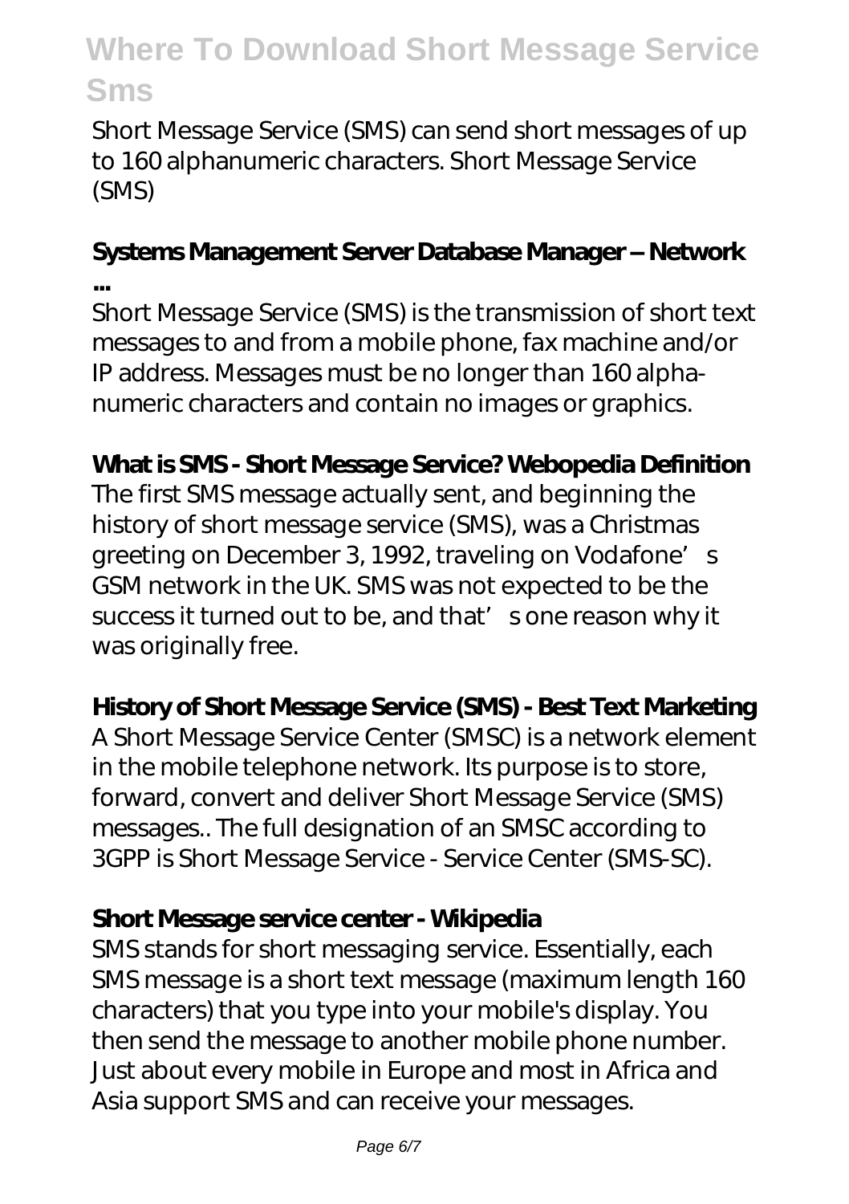Short Message Service (SMS) can send short messages of up to 160 alphanumeric characters. Short Message Service (SMS)

**Systems Management Server Database Manager – Network ...**

Short Message Service (SMS) is the transmission of short text messages to and from a mobile phone, fax machine and/or IP address. Messages must be no longer than 160 alpha-numeric characters and contain no images or graphics.

**What is SMS - Short Message Service? Webopedia Definition**

The first SMS message actually sent, and beginning the history of short message service (SMS), was a Christmas greeting on December 3, 1992, traveling on Vodafone's GSM network in the UK. SMS was not expected to be the success it turned out to be, and that's one reason why it was originally free.

**History of Short Message Service (SMS) - Best Text Marketing**

A Short Message Service Center (SMSC) is a network element in the mobile telephone network. Its purpose is to store, forward, convert and deliver Short Message Service (SMS) messages.. The full designation of an SMSC according to 3GPP is Short Message Service - Service Center (SMS-SC).

**Short Message service center - Wikipedia**

SMS stands for short messaging service. Essentially, each SMS message is a short text message (maximum length 160 characters) that you type into your mobile's display. You then send the message to another mobile phone number. Just about every mobile in Europe and most in Africa and Asia support SMS and can receive your messages.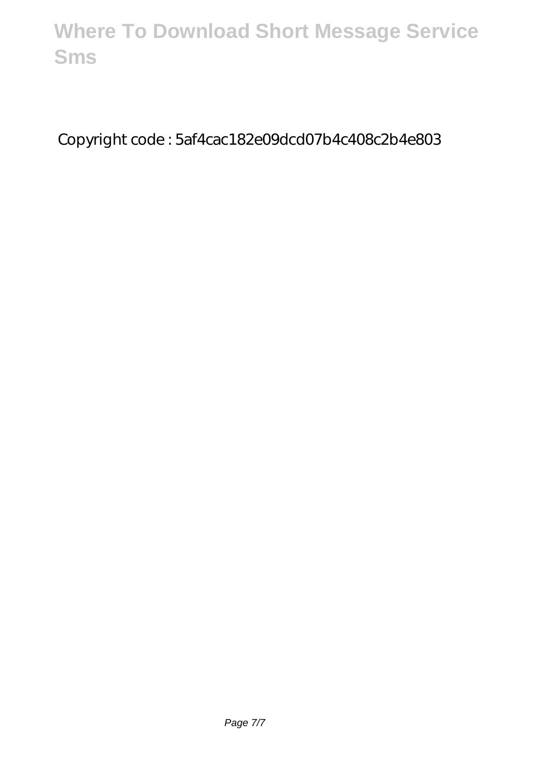Copyright code : 5af4cac182e09dcd07b4c408c2b4e803